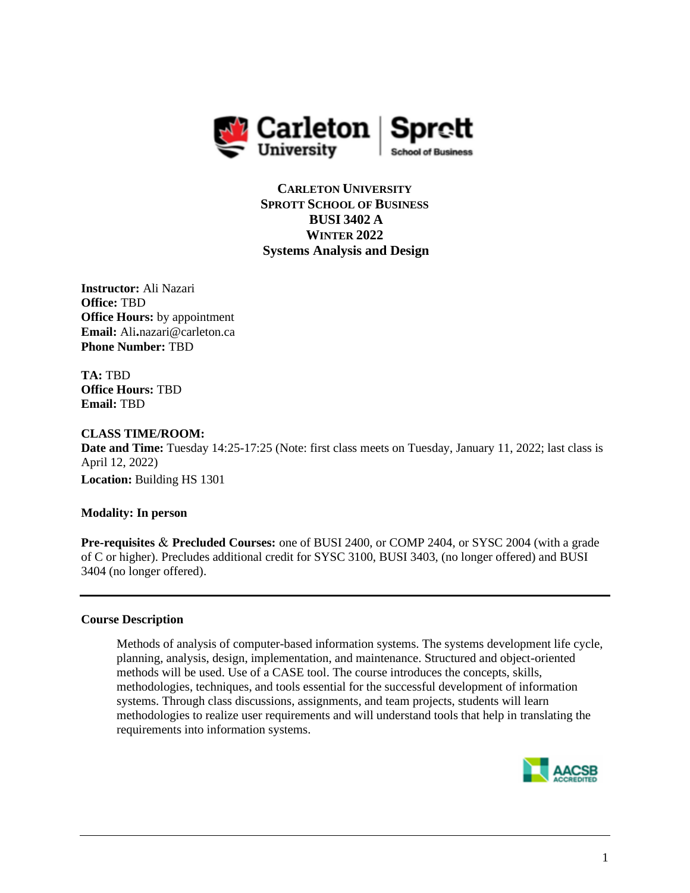**CARLETON UNIVERSITY**
**SPROTT SCHOOL OF BUSINESS**
**BUSI 3402 A**
**WINTER 2022**
**Systems Analysis and Design**

**Instructor:** Ali Nazari
**Office:** TBD
**Office Hours:** by appointment
**Email:** Ali.nazari@carleton.ca
**Phone Number:** TBD

**TA:** TBD
**Office Hours:** TBD
**Email:** TBD

**CLASS TIME/ROOM:**
**Date and Time:** Tuesday 14:25-17:25 (Note: first class meets on Tuesday, January 11, 2022; last class is April 12, 2022)
**Location:** Building HS 1301

**Modality: In person**

**Pre-requisites & Precluded Courses:** one of BUSI 2400, or COMP 2404, or SYSC 2004 (with a grade of C or higher). Precludes additional credit for SYSC 3100, BUSI 3403, (no longer offered) and BUSI 3404 (no longer offered).

---

**Course Description**

Methods of analysis of computer-based information systems. The systems development life cycle, planning, analysis, design, implementation, and maintenance. Structured and object-oriented methods will be used. Use of a CASE tool. The course introduces the concepts, skills, methodologies, techniques, and tools essential for the successful development of information systems. Through class discussions, assignments, and team projects, students will learn methodologies to realize user requirements and will understand tools that help in translating the requirements into information systems.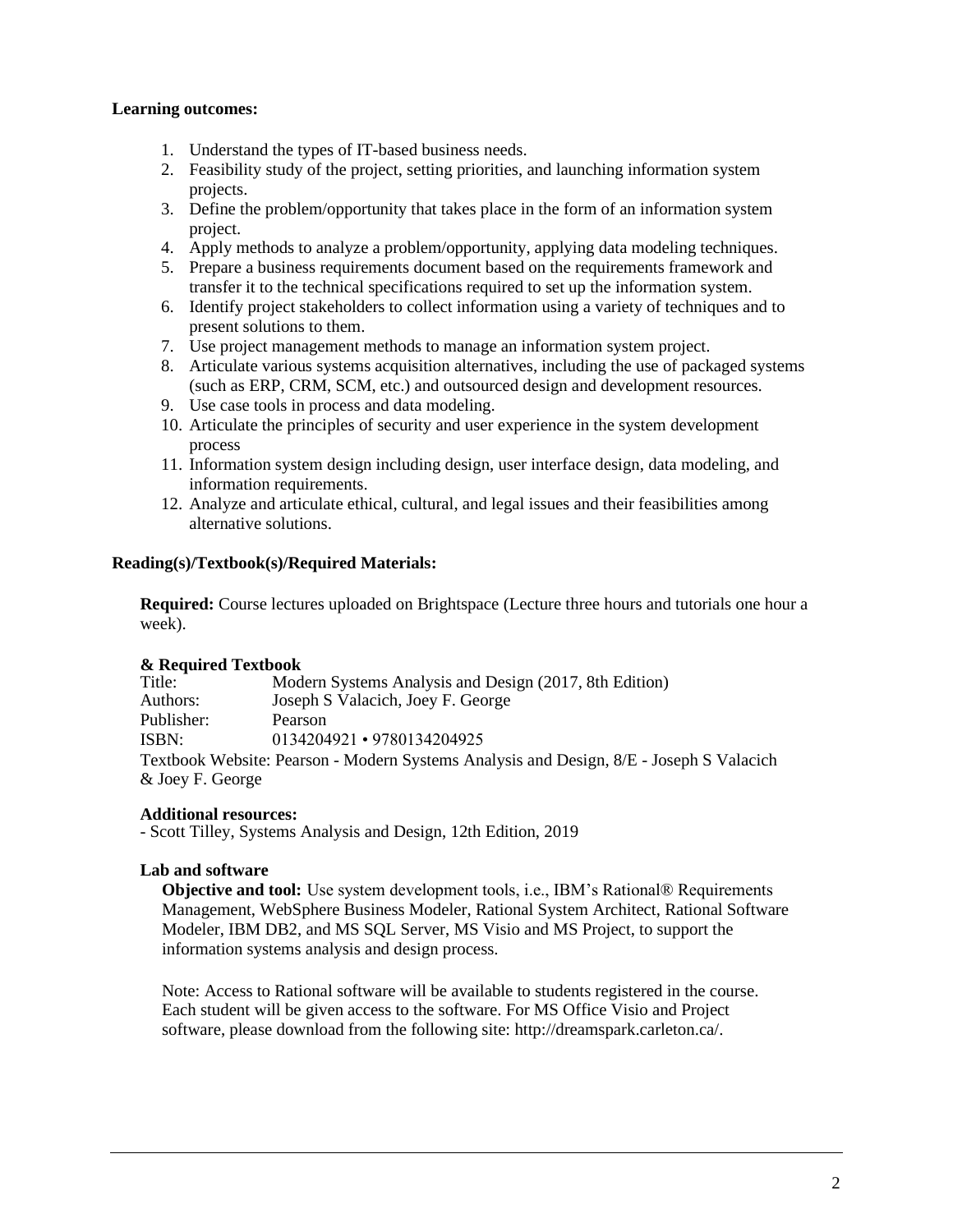**Learning outcomes:**

1. Understand the types of IT-based business needs.
2. Feasibility study of the project, setting priorities, and launching information system projects.
3. Define the problem/opportunity that takes place in the form of an information system project.
4. Apply methods to analyze a problem/opportunity, applying data modeling techniques.
5. Prepare a business requirements document based on the requirements framework and transfer it to the technical specifications required to set up the information system.
6. Identify project stakeholders to collect information using a variety of techniques and to present solutions to them.
7. Use project management methods to manage an information system project.
8. Articulate various systems acquisition alternatives, including the use of packaged systems (such as ERP, CRM, SCM, etc.) and outsourced design and development resources.
9. Use case tools in process and data modeling.
10. Articulate the principles of security and user experience in the system development process
11. Information system design including design, user interface design, data modeling, and information requirements.
12. Analyze and articulate ethical, cultural, and legal issues and their feasibilities among alternative solutions.

**Reading(s)/Textbook(s)/Required Materials:**

**Required:** Course lectures uploaded on Brightspace (Lecture three hours and tutorials one hour a week).

**& Required Textbook**

Title: Modern Systems Analysis and Design (2017, 8th Edition)
Authors: Joseph S Valacich, Joey F. George
Publisher: Pearson
ISBN: 0134204921 • 9780134204925

Textbook Website: Pearson - Modern Systems Analysis and Design, 8/E - Joseph S Valacich & Joey F. George

**Additional resources:**

- Scott Tilley, Systems Analysis and Design, 12th Edition, 2019

**Lab and software**

**Objective and tool:** Use system development tools, i.e., IBM's Rational® Requirements Management, WebSphere Business Modeler, Rational System Architect, Rational Software Modeler, IBM DB2, and MS SQL Server, MS Visio and MS Project, to support the information systems analysis and design process.

Note: Access to Rational software will be available to students registered in the course. Each student will be given access to the software. For MS Office Visio and Project software, please download from the following site: http://dreamspark.carleton.ca/.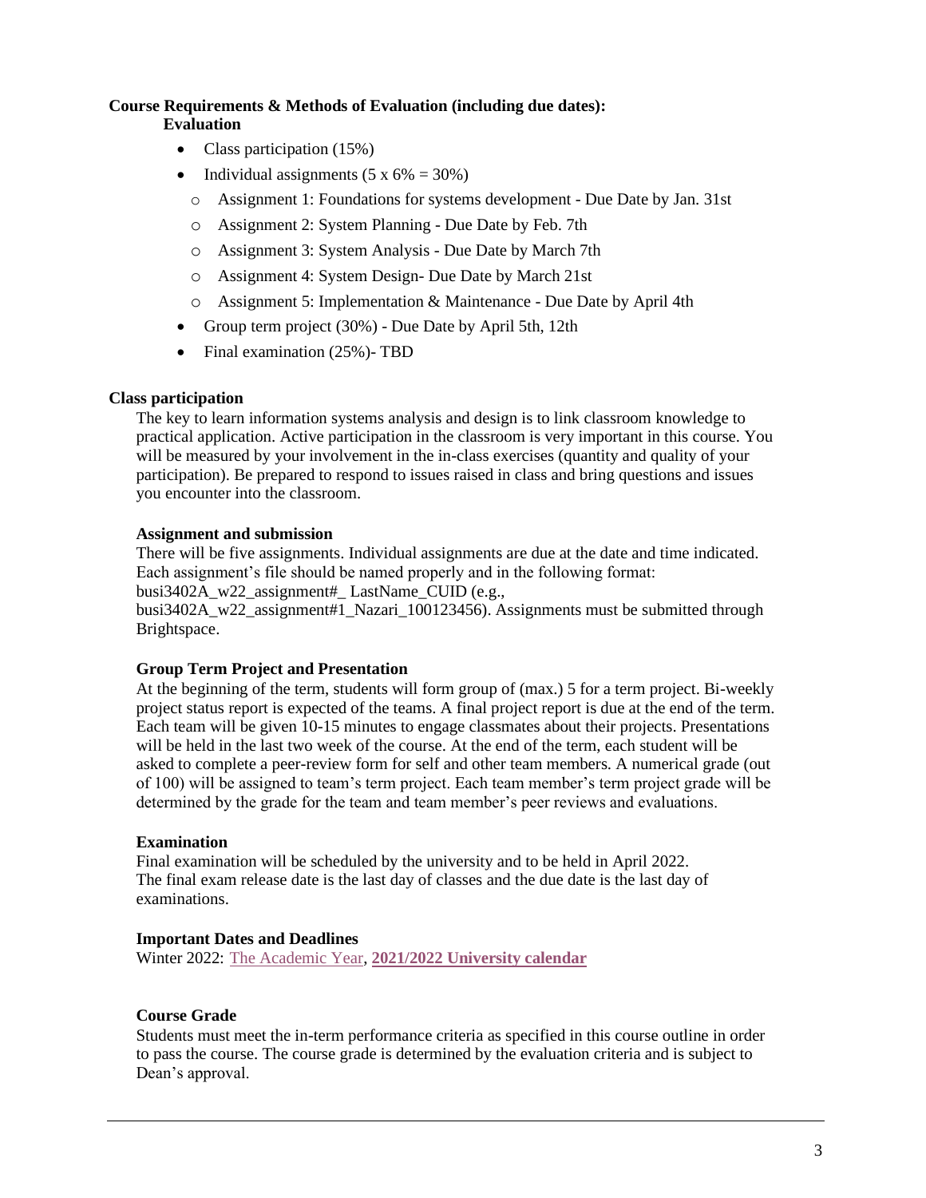## Course Requirements & Methods of Evaluation (including due dates):

### Evaluation

- Class participation (15%)
- Individual assignments (5 x 6% = 30%)
  - Assignment 1: Foundations for systems development - Due Date by Jan. 31st
  - Assignment 2: System Planning - Due Date by Feb. 7th
  - Assignment 3: System Analysis - Due Date by March 7th
  - Assignment 4: System Design- Due Date by March 21st
  - Assignment 5: Implementation & Maintenance - Due Date by April 4th
- Group term project (30%) - Due Date by April 5th, 12th
- Final examination (25%)- TBD

### Class participation

The key to learn information systems analysis and design is to link classroom knowledge to practical application. Active participation in the classroom is very important in this course. You will be measured by your involvement in the in-class exercises (quantity and quality of your participation). Be prepared to respond to issues raised in class and bring questions and issues you encounter into the classroom.

#### Assignment and submission

There will be five assignments. Individual assignments are due at the date and time indicated. Each assignment's file should be named properly and in the following format: busi3402A_w22_assignment#_ LastName_CUID (e.g., busi3402A_w22_assignment#1_Nazari_100123456). Assignments must be submitted through Brightspace.

#### Group Term Project and Presentation

At the beginning of the term, students will form group of (max.) 5 for a term project. Bi-weekly project status report is expected of the teams. A final project report is due at the end of the term. Each team will be given 10-15 minutes to engage classmates about their projects. Presentations will be held in the last two week of the course. At the end of the term, each student will be asked to complete a peer-review form for self and other team members. A numerical grade (out of 100) will be assigned to team's term project. Each team member's term project grade will be determined by the grade for the team and team member's peer reviews and evaluations.

#### Examination

Final examination will be scheduled by the university and to be held in April 2022. The final exam release date is the last day of classes and the due date is the last day of examinations.

#### Important Dates and Deadlines

Winter 2022: The Academic Year, **2021/2022 University calendar**

#### Course Grade

Students must meet the in-term performance criteria as specified in this course outline in order to pass the course. The course grade is determined by the evaluation criteria and is subject to Dean's approval.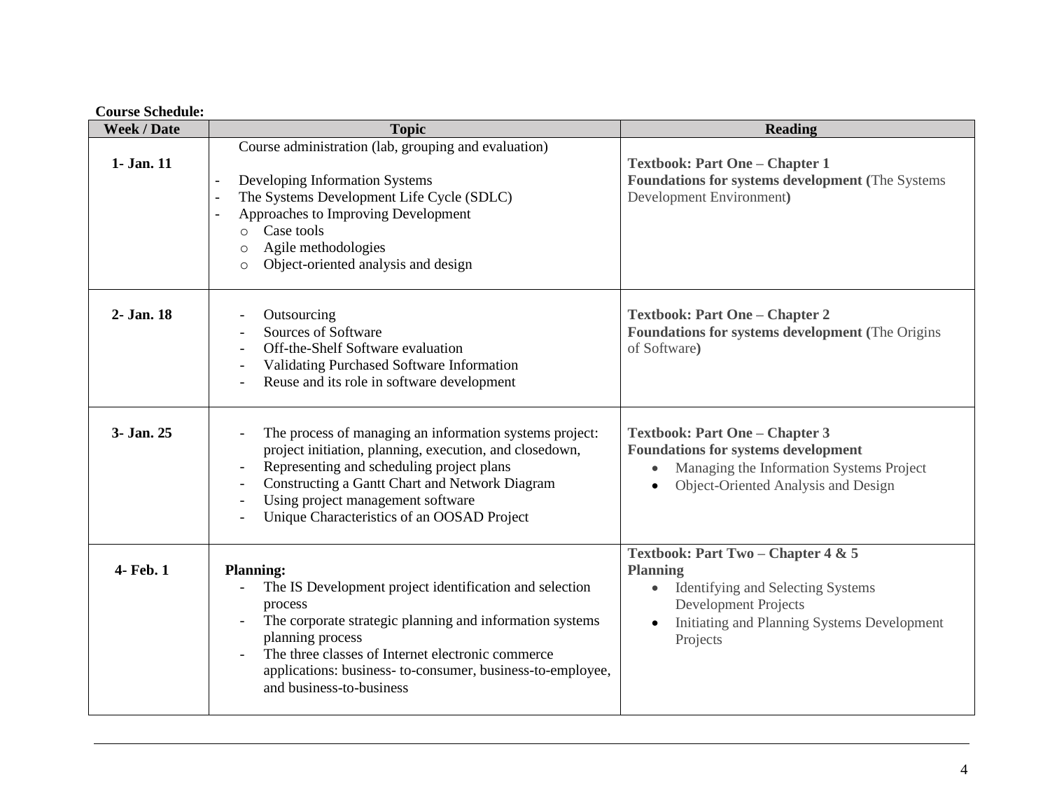**Course Schedule:**

| Week / Date | Topic | Reading |
|---|---|---|
| **1- Jan. 11** | Course administration (lab, grouping and evaluation)<br><br>- Developing Information Systems<br>- The Systems Development Life Cycle (SDLC)<br>- Approaches to Improving Development<br>&nbsp;&nbsp;o Case tools<br>&nbsp;&nbsp;o Agile methodologies<br>&nbsp;&nbsp;o Object-oriented analysis and design | **Textbook: Part One – Chapter 1**<br>**Foundations for systems development (**The Systems Development Environment**)** |
| **2- Jan. 18** | - Outsourcing<br>- Sources of Software<br>- Off-the-Shelf Software evaluation<br>- Validating Purchased Software Information<br>- Reuse and its role in software development | **Textbook: Part One – Chapter 2**<br>**Foundations for systems development (**The Origins of Software**)** |
| **3- Jan. 25** | - The process of managing an information systems project: project initiation, planning, execution, and closedown,<br>- Representing and scheduling project plans<br>- Constructing a Gantt Chart and Network Diagram<br>- Using project management software<br>- Unique Characteristics of an OOSAD Project | **Textbook: Part One – Chapter 3**<br>**Foundations for systems development**<br>• Managing the Information Systems Project<br>• Object-Oriented Analysis and Design |
| **4- Feb. 1** | **Planning:**<br>- The IS Development project identification and selection process<br>- The corporate strategic planning and information systems planning process<br>- The three classes of Internet electronic commerce applications: business- to-consumer, business-to-employee, and business-to-business | **Textbook: Part Two – Chapter 4 & 5**<br>**Planning**<br>• Identifying and Selecting Systems Development Projects<br>• Initiating and Planning Systems Development Projects |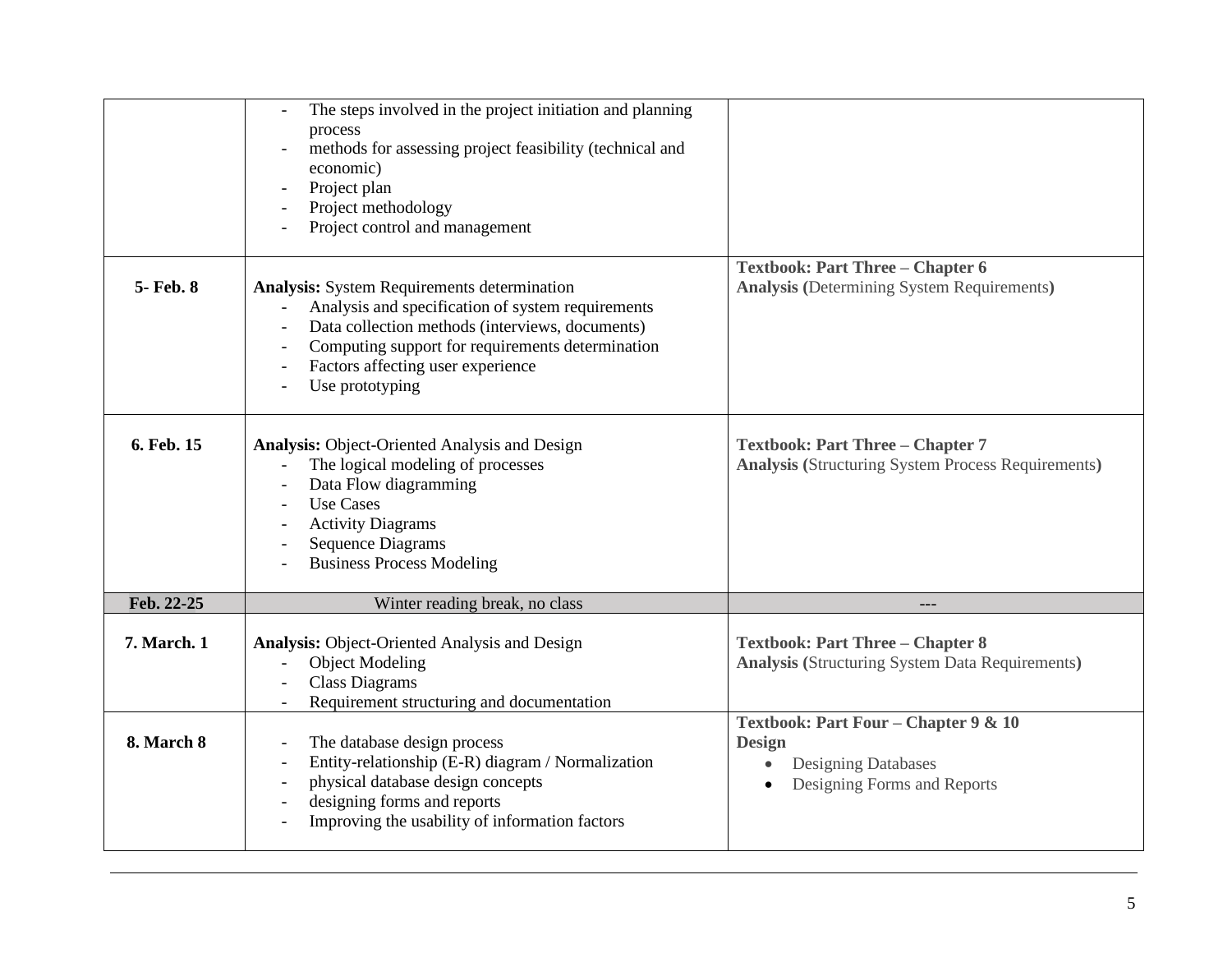|  |  |  |
|---|---|---|
|  | - The steps involved in the project initiation and planning process<br>- methods for assessing project feasibility (technical and economic)<br>- Project plan<br>- Project methodology<br>- Project control and management |  |
| **5- Feb. 8** | **Analysis:** System Requirements determination<br>- Analysis and specification of system requirements<br>- Data collection methods (interviews, documents)<br>- Computing support for requirements determination<br>- Factors affecting user experience<br>- Use prototyping | **Textbook: Part Three – Chapter 6**<br>**Analysis (**Determining System Requirements**)** |
| **6. Feb. 15** | **Analysis:** Object-Oriented Analysis and Design<br>- The logical modeling of processes<br>- Data Flow diagramming<br>- Use Cases<br>- Activity Diagrams<br>- Sequence Diagrams<br>- Business Process Modeling | **Textbook: Part Three – Chapter 7**<br>**Analysis (**Structuring System Process Requirements**)** |
| **Feb. 22-25** | Winter reading break, no class | --- |
| **7. March. 1** | **Analysis:** Object-Oriented Analysis and Design<br>- Object Modeling<br>- Class Diagrams<br>- Requirement structuring and documentation | **Textbook: Part Three – Chapter 8**<br>**Analysis (**Structuring System Data Requirements**)** |
| **8. March 8** | - The database design process<br>- Entity-relationship (E-R) diagram / Normalization<br>- physical database design concepts<br>- designing forms and reports<br>- Improving the usability of information factors | **Textbook: Part Four – Chapter 9 & 10**<br>**Design**<br>• Designing Databases<br>• Designing Forms and Reports |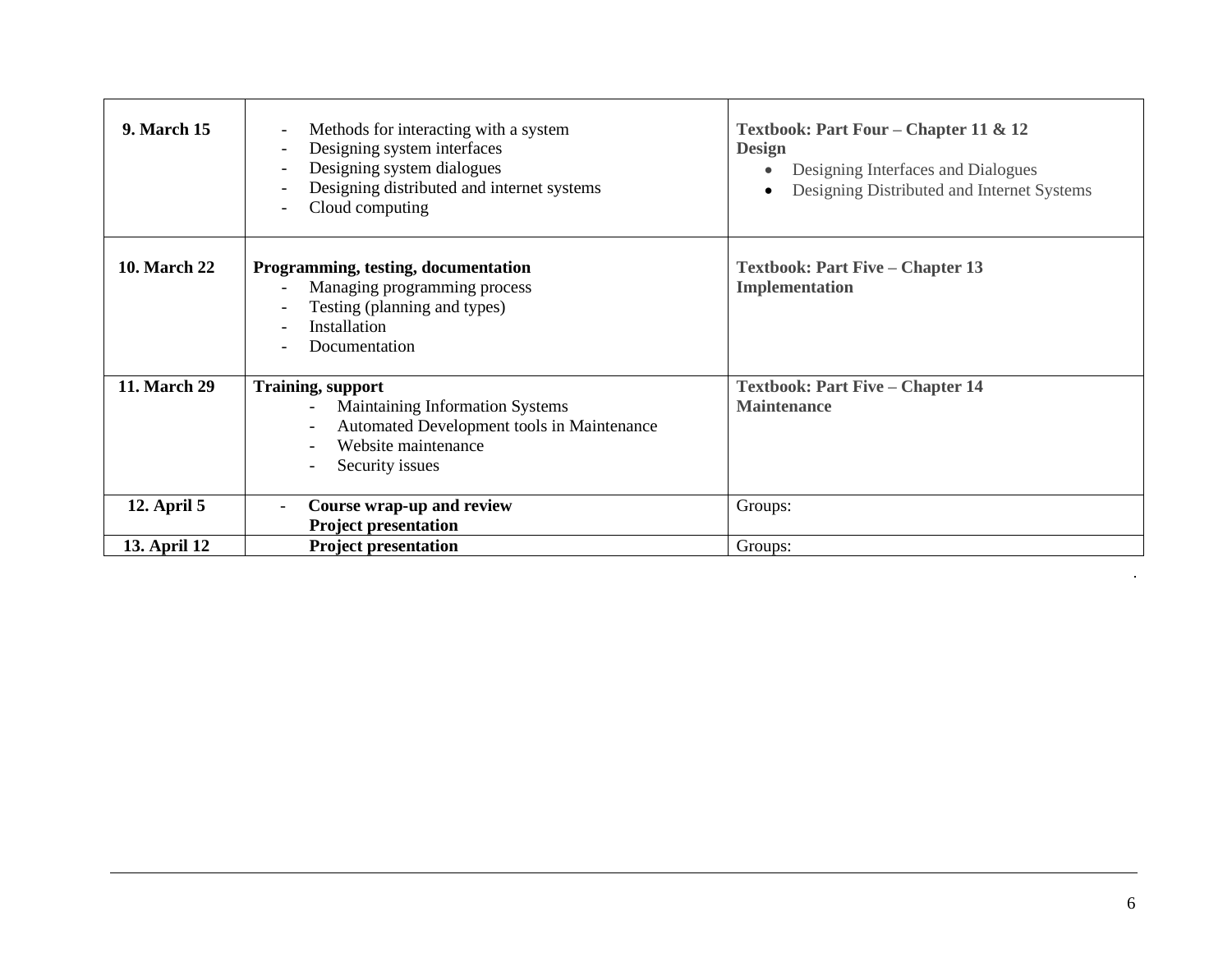| | | |
|---|---|---|
| **9. March 15** | - Methods for interacting with a system<br>- Designing system interfaces<br>- Designing system dialogues<br>- Designing distributed and internet systems<br>- Cloud computing | **Textbook: Part Four – Chapter 11 & 12**<br>**Design**<br>• Designing Interfaces and Dialogues<br>• Designing Distributed and Internet Systems |
| **10. March 22** | **Programming, testing, documentation**<br>- Managing programming process<br>- Testing (planning and types)<br>- Installation<br>- Documentation | **Textbook: Part Five – Chapter 13**<br>**Implementation** |
| **11. March 29** | **Training, support**<br>- Maintaining Information Systems<br>- Automated Development tools in Maintenance<br>- Website maintenance<br>- Security issues | **Textbook: Part Five – Chapter 14**<br>**Maintenance** |
| **12. April 5** | - **Course wrap-up and review**<br>**Project presentation** | Groups: |
| **13. April 12** | **Project presentation** | Groups: |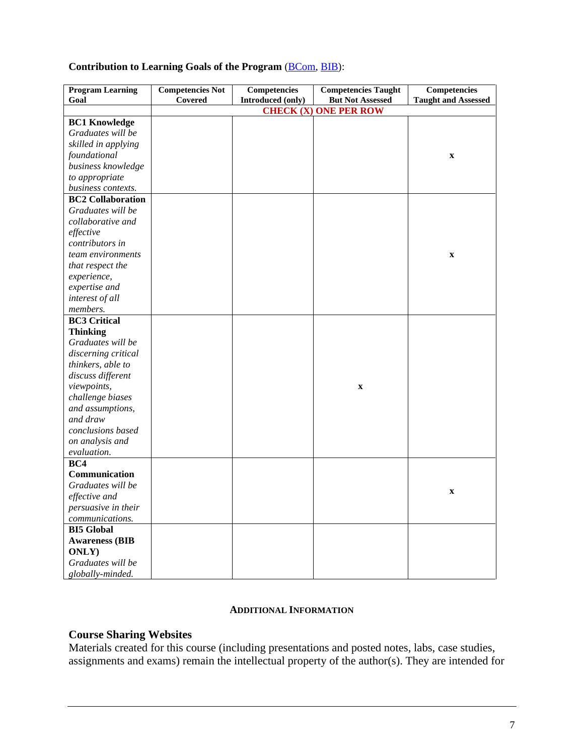**Contribution to Learning Goals of the Program** (BCom, BIB):

| Program Learning Goal | Competencies Not Covered | Competencies Introduced (only) | Competencies Taught But Not Assessed | Competencies Taught and Assessed |
|---|---|---|---|---|
| | CHECK (X) ONE PER ROW | | | |
| **BC1 Knowledge** *Graduates will be skilled in applying foundational business knowledge to appropriate business contexts.* | | | | x |
| **BC2 Collaboration** *Graduates will be collaborative and effective contributors in team environments that respect the experience, expertise and interest of all members.* | | | | x |
| **BC3 Critical Thinking** *Graduates will be discerning critical thinkers, able to discuss different viewpoints, challenge biases and assumptions, and draw conclusions based on analysis and evaluation.* | | | x | |
| **BC4 Communication** *Graduates will be effective and persuasive in their communications.* | | | | x |
| **BI5 Global Awareness (BIB ONLY)** *Graduates will be globally-minded.* | | | | |

#### ADDITIONAL INFORMATION

## Course Sharing Websites

Materials created for this course (including presentations and posted notes, labs, case studies, assignments and exams) remain the intellectual property of the author(s). They are intended for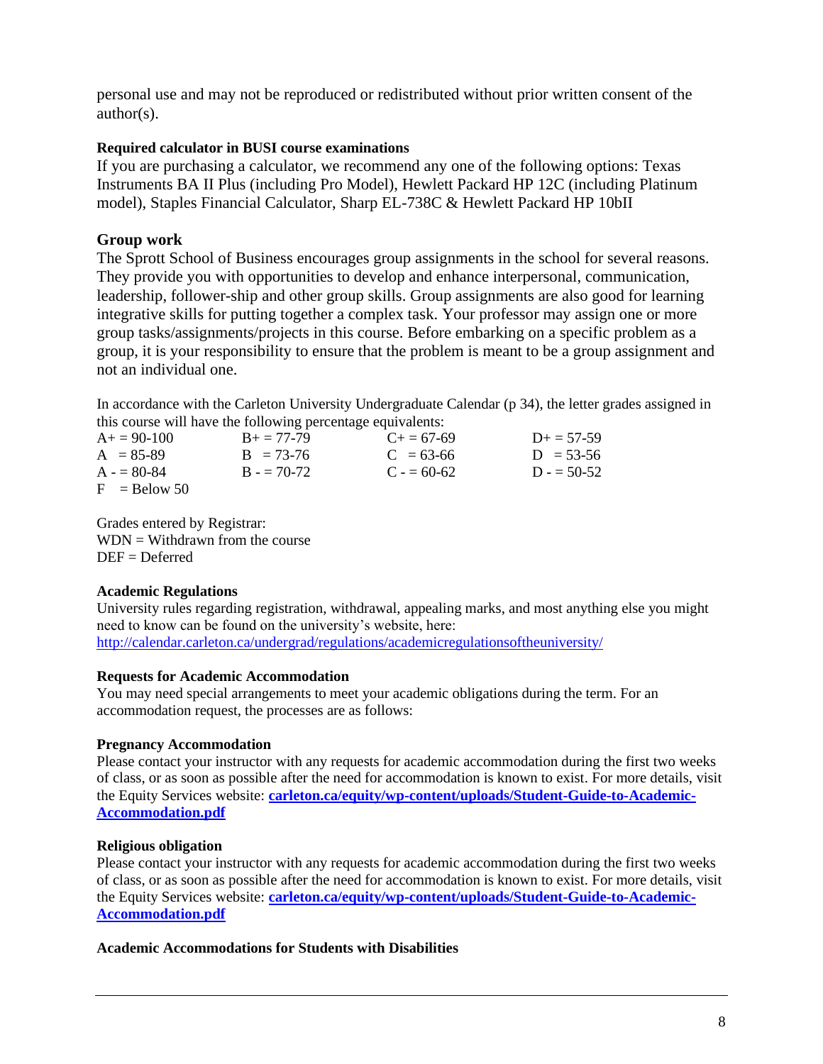personal use and may not be reproduced or redistributed without prior written consent of the author(s).

**Required calculator in BUSI course examinations**

If you are purchasing a calculator, we recommend any one of the following options: Texas Instruments BA II Plus (including Pro Model), Hewlett Packard HP 12C (including Platinum model), Staples Financial Calculator, Sharp EL-738C & Hewlett Packard HP 10bII

## Group work

The Sprott School of Business encourages group assignments in the school for several reasons. They provide you with opportunities to develop and enhance interpersonal, communication, leadership, follower-ship and other group skills. Group assignments are also good for learning integrative skills for putting together a complex task. Your professor may assign one or more group tasks/assignments/projects in this course. Before embarking on a specific problem as a group, it is your responsibility to ensure that the problem is meant to be a group assignment and not an individual one.

In accordance with the Carleton University Undergraduate Calendar (p 34), the letter grades assigned in this course will have the following percentage equivalents:

| | | | |
|---|---|---|---|
| A+ = 90-100 | B+ = 77-79 | C+ = 67-69 | D+ = 57-59 |
| A = 85-89 | B = 73-76 | C = 63-66 | D = 53-56 |
| A - = 80-84 | B - = 70-72 | C - = 60-62 | D - = 50-52 |
| F = Below 50 | | | |

Grades entered by Registrar:
WDN = Withdrawn from the course
DEF = Deferred

**Academic Regulations**

University rules regarding registration, withdrawal, appealing marks, and most anything else you might need to know can be found on the university's website, here:
http://calendar.carleton.ca/undergrad/regulations/academicregulationsoftheuniversity/

**Requests for Academic Accommodation**

You may need special arrangements to meet your academic obligations during the term. For an accommodation request, the processes are as follows:

**Pregnancy Accommodation**

Please contact your instructor with any requests for academic accommodation during the first two weeks of class, or as soon as possible after the need for accommodation is known to exist. For more details, visit the Equity Services website: **carleton.ca/equity/wp-content/uploads/Student-Guide-to-Academic-Accommodation.pdf**

**Religious obligation**

Please contact your instructor with any requests for academic accommodation during the first two weeks of class, or as soon as possible after the need for accommodation is known to exist. For more details, visit the Equity Services website: **carleton.ca/equity/wp-content/uploads/Student-Guide-to-Academic-Accommodation.pdf**

**Academic Accommodations for Students with Disabilities**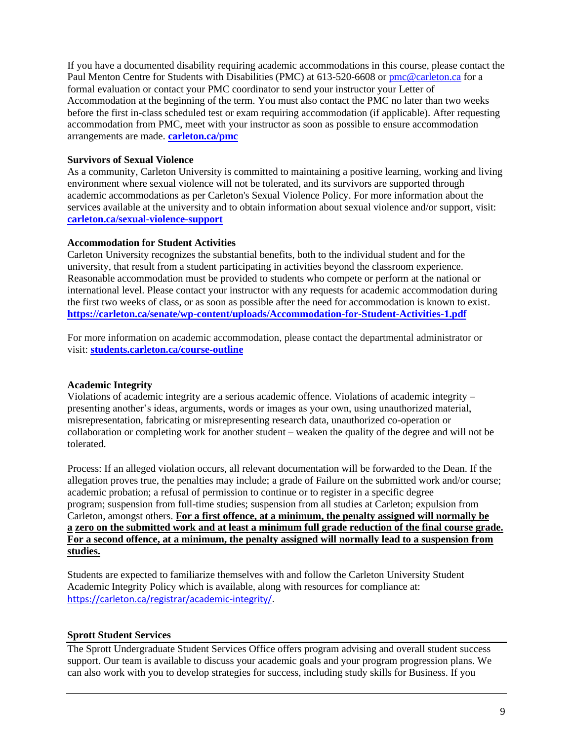If you have a documented disability requiring academic accommodations in this course, please contact the Paul Menton Centre for Students with Disabilities (PMC) at 613-520-6608 or pmc@carleton.ca for a formal evaluation or contact your PMC coordinator to send your instructor your Letter of Accommodation at the beginning of the term. You must also contact the PMC no later than two weeks before the first in-class scheduled test or exam requiring accommodation (if applicable). After requesting accommodation from PMC, meet with your instructor as soon as possible to ensure accommodation arrangements are made. **carleton.ca/pmc**

**Survivors of Sexual Violence**
As a community, Carleton University is committed to maintaining a positive learning, working and living environment where sexual violence will not be tolerated, and its survivors are supported through academic accommodations as per Carleton's Sexual Violence Policy. For more information about the services available at the university and to obtain information about sexual violence and/or support, visit: **carleton.ca/sexual-violence-support**

**Accommodation for Student Activities**
Carleton University recognizes the substantial benefits, both to the individual student and for the university, that result from a student participating in activities beyond the classroom experience. Reasonable accommodation must be provided to students who compete or perform at the national or international level. Please contact your instructor with any requests for academic accommodation during the first two weeks of class, or as soon as possible after the need for accommodation is known to exist. **https://carleton.ca/senate/wp-content/uploads/Accommodation-for-Student-Activities-1.pdf**

For more information on academic accommodation, please contact the departmental administrator or visit: **students.carleton.ca/course-outline**

**Academic Integrity**
Violations of academic integrity are a serious academic offence. Violations of academic integrity – presenting another's ideas, arguments, words or images as your own, using unauthorized material, misrepresentation, fabricating or misrepresenting research data, unauthorized co-operation or collaboration or completing work for another student – weaken the quality of the degree and will not be tolerated.

Process: If an alleged violation occurs, all relevant documentation will be forwarded to the Dean. If the allegation proves true, the penalties may include; a grade of Failure on the submitted work and/or course; academic probation; a refusal of permission to continue or to register in a specific degree program; suspension from full-time studies; suspension from all studies at Carleton; expulsion from Carleton, amongst others. **For a first offence, at a minimum, the penalty assigned will normally be a zero on the submitted work and at least a minimum full grade reduction of the final course grade. For a second offence, at a minimum, the penalty assigned will normally lead to a suspension from studies.**

Students are expected to familiarize themselves with and follow the Carleton University Student Academic Integrity Policy which is available, along with resources for compliance at: https://carleton.ca/registrar/academic-integrity/.

**Sprott Student Services**
The Sprott Undergraduate Student Services Office offers program advising and overall student success support. Our team is available to discuss your academic goals and your program progression plans. We can also work with you to develop strategies for success, including study skills for Business. If you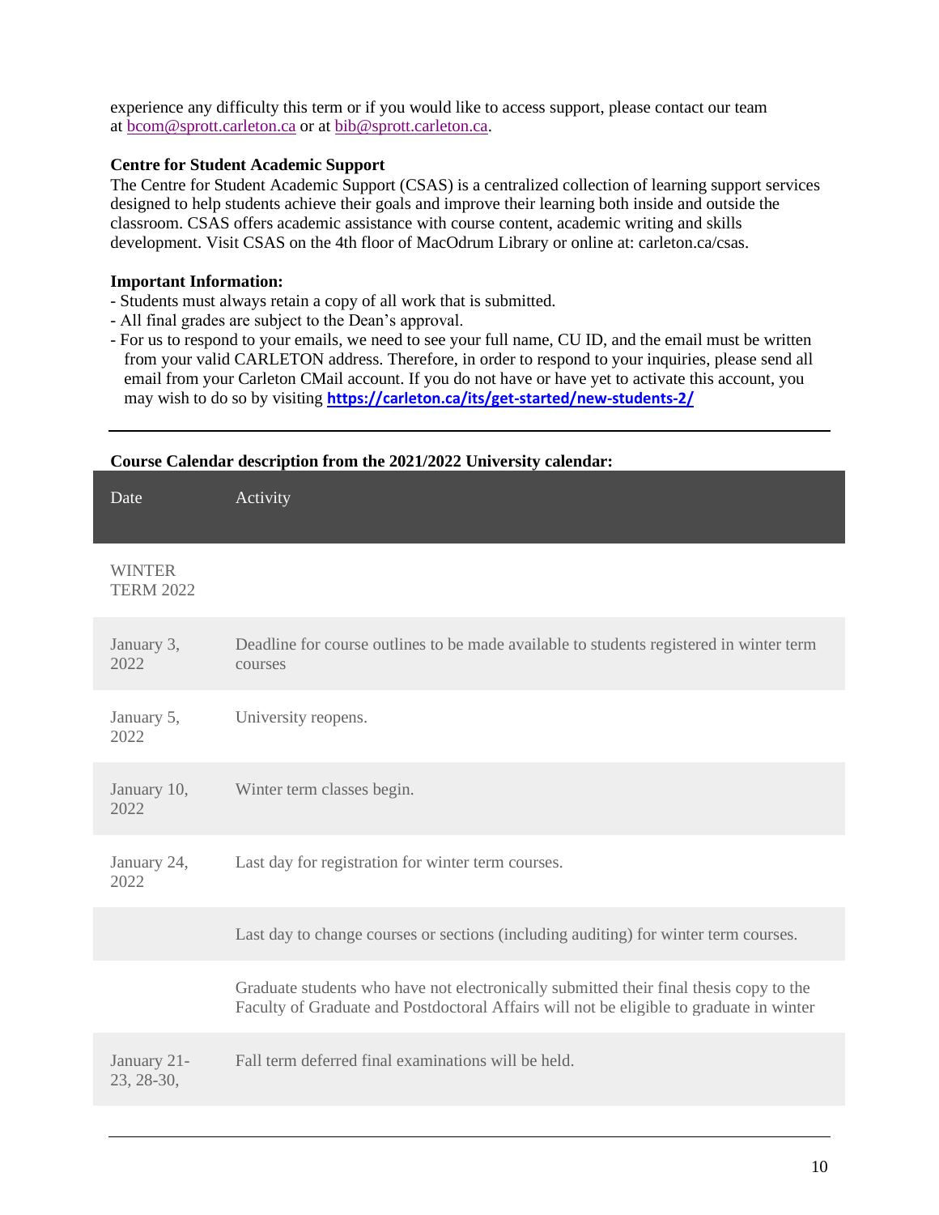experience any difficulty this term or if you would like to access support, please contact our team at bcom@sprott.carleton.ca or at bib@sprott.carleton.ca.

**Centre for Student Academic Support**
The Centre for Student Academic Support (CSAS) is a centralized collection of learning support services designed to help students achieve their goals and improve their learning both inside and outside the classroom. CSAS offers academic assistance with course content, academic writing and skills development. Visit CSAS on the 4th floor of MacOdrum Library or online at: carleton.ca/csas.

**Important Information:**
- Students must always retain a copy of all work that is submitted.
- All final grades are subject to the Dean's approval.
- For us to respond to your emails, we need to see your full name, CU ID, and the email must be written from your valid CARLETON address. Therefore, in order to respond to your inquiries, please send all email from your Carleton CMail account. If you do not have or have yet to activate this account, you may wish to do so by visiting **https://carleton.ca/its/get-started/new-students-2/**

---

**Course Calendar description from the 2021/2022 University calendar:**

| Date | Activity |
|---|---|
| WINTER TERM 2022 | |
| January 3, 2022 | Deadline for course outlines to be made available to students registered in winter term courses |
| January 5, 2022 | University reopens. |
| January 10, 2022 | Winter term classes begin. |
| January 24, 2022 | Last day for registration for winter term courses. |
| | Last day to change courses or sections (including auditing) for winter term courses. |
| | Graduate students who have not electronically submitted their final thesis copy to the Faculty of Graduate and Postdoctoral Affairs will not be eligible to graduate in winter |
| January 21-23, 28-30, | Fall term deferred final examinations will be held. |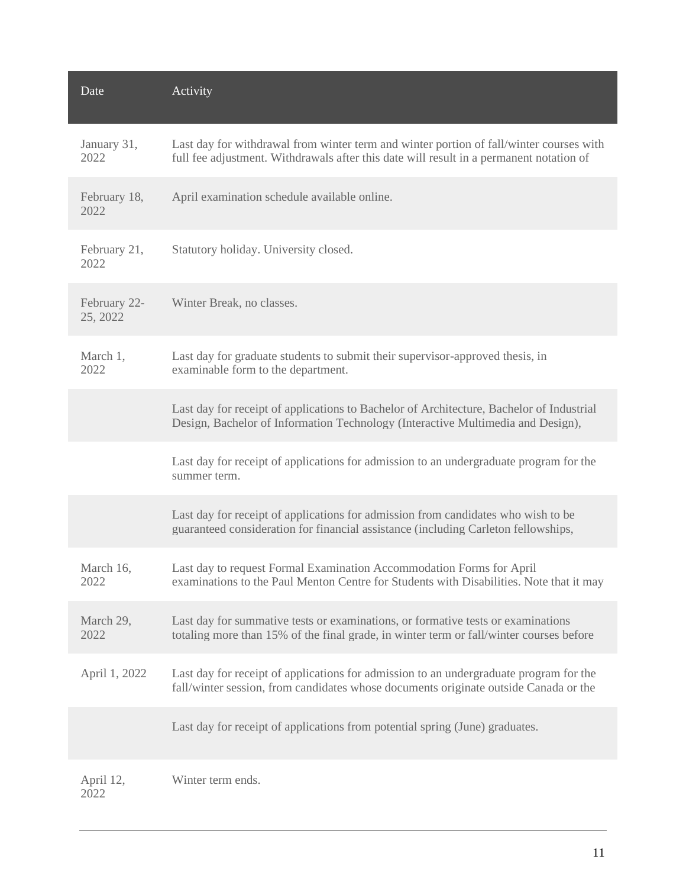| Date | Activity |
| --- | --- |
| January 31, 2022 | Last day for withdrawal from winter term and winter portion of fall/winter courses with full fee adjustment. Withdrawals after this date will result in a permanent notation of |
| February 18, 2022 | April examination schedule available online. |
| February 21, 2022 | Statutory holiday. University closed. |
| February 22-25, 2022 | Winter Break, no classes. |
| March 1, 2022 | Last day for graduate students to submit their supervisor-approved thesis, in examinable form to the department. |
| | Last day for receipt of applications to Bachelor of Architecture, Bachelor of Industrial Design, Bachelor of Information Technology (Interactive Multimedia and Design), |
| | Last day for receipt of applications for admission to an undergraduate program for the summer term. |
| | Last day for receipt of applications for admission from candidates who wish to be guaranteed consideration for financial assistance (including Carleton fellowships, |
| March 16, 2022 | Last day to request Formal Examination Accommodation Forms for April examinations to the Paul Menton Centre for Students with Disabilities. Note that it may |
| March 29, 2022 | Last day for summative tests or examinations, or formative tests or examinations totaling more than 15% of the final grade, in winter term or fall/winter courses before |
| April 1, 2022 | Last day for receipt of applications for admission to an undergraduate program for the fall/winter session, from candidates whose documents originate outside Canada or the |
| | Last day for receipt of applications from potential spring (June) graduates. |
| April 12, 2022 | Winter term ends. |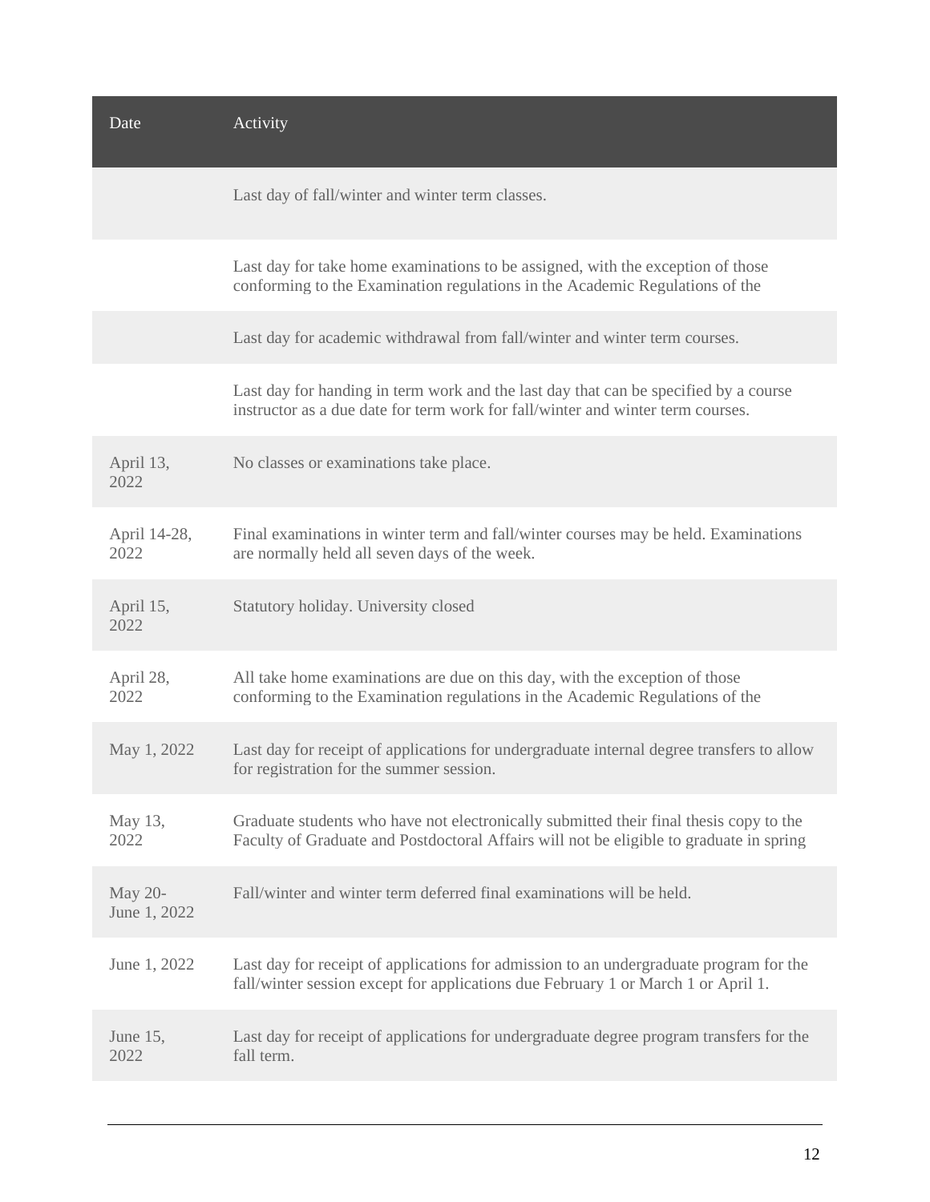| Date | Activity |
| --- | --- |
| | Last day of fall/winter and winter term classes. |
| | Last day for take home examinations to be assigned, with the exception of those conforming to the Examination regulations in the Academic Regulations of the |
| | Last day for academic withdrawal from fall/winter and winter term courses. |
| | Last day for handing in term work and the last day that can be specified by a course instructor as a due date for term work for fall/winter and winter term courses. |
| April 13, 2022 | No classes or examinations take place. |
| April 14-28, 2022 | Final examinations in winter term and fall/winter courses may be held. Examinations are normally held all seven days of the week. |
| April 15, 2022 | Statutory holiday. University closed |
| April 28, 2022 | All take home examinations are due on this day, with the exception of those conforming to the Examination regulations in the Academic Regulations of the |
| May 1, 2022 | Last day for receipt of applications for undergraduate internal degree transfers to allow for registration for the summer session. |
| May 13, 2022 | Graduate students who have not electronically submitted their final thesis copy to the Faculty of Graduate and Postdoctoral Affairs will not be eligible to graduate in spring |
| May 20-June 1, 2022 | Fall/winter and winter term deferred final examinations will be held. |
| June 1, 2022 | Last day for receipt of applications for admission to an undergraduate program for the fall/winter session except for applications due February 1 or March 1 or April 1. |
| June 15, 2022 | Last day for receipt of applications for undergraduate degree program transfers for the fall term. |